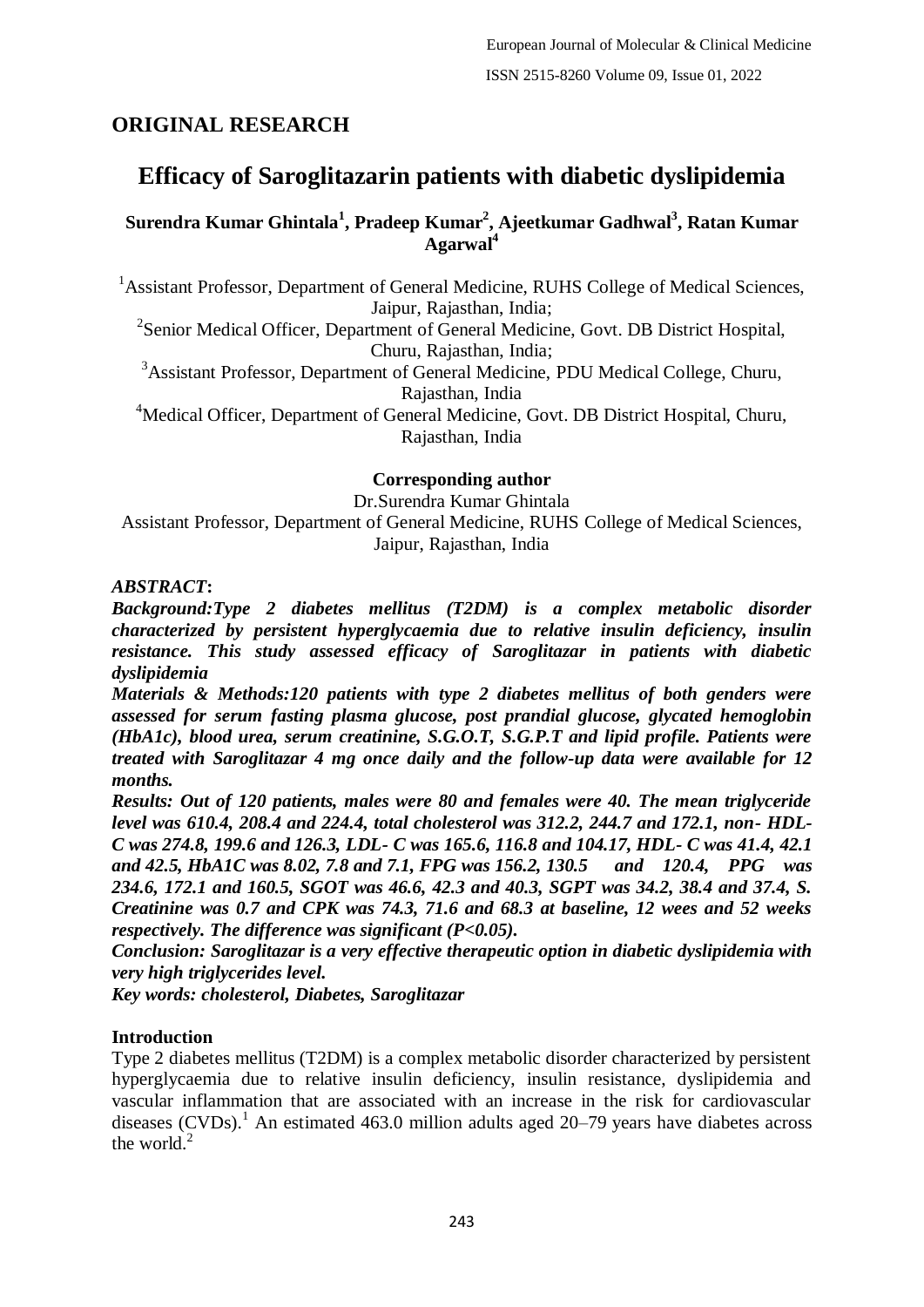## ORIGINAL RESEARCH

# Efficacy of Saroglitazarin patients with diabetic dyslipidemia

**Surendra Kumar Ghintala[1], Pradeep Kumar[2], Ajeetkumar Gadhwal[3], Ratan Kumar Agarwal[4]**

[1]Assistant Professor, Department of General Medicine, RUHS College of Medical Sciences, Jaipur, Rajasthan, India;

[2]Senior Medical Officer, Department of General Medicine, Govt. DB District Hospital, Churu, Rajasthan, India;

[3]Assistant Professor, Department of General Medicine, PDU Medical College, Churu, Rajasthan, India

[4]Medical Officer, Department of General Medicine, Govt. DB District Hospital, Churu, Rajasthan, India

**Corresponding author**

Dr.Surendra Kumar Ghintala

Assistant Professor, Department of General Medicine, RUHS College of Medical Sciences, Jaipur, Rajasthan, India

***ABSTRACT*:**

***Background:Type 2 diabetes mellitus (T2DM) is a complex metabolic disorder characterized by persistent hyperglycaemia due to relative insulin deficiency, insulin resistance. This study assessed efficacy of Saroglitazar in patients with diabetic dyslipidemia***

***Materials & Methods:120 patients with type 2 diabetes mellitus of both genders were assessed for serum fasting plasma glucose, post prandial glucose, glycated hemoglobin (HbA1c), blood urea, serum creatinine, S.G.O.T, S.G.P.T and lipid profile. Patients were treated with Saroglitazar 4 mg once daily and the follow-up data were available for 12 months.***

***Results: Out of 120 patients, males were 80 and females were 40. The mean triglyceride level was 610.4, 208.4 and 224.4, total cholesterol was 312.2, 244.7 and 172.1, non- HDL-C was 274.8, 199.6 and 126.3, LDL- C was 165.6, 116.8 and 104.17, HDL- C was 41.4, 42.1 and 42.5, HbA1C was 8.02, 7.8 and 7.1, FPG was 156.2, 130.5 and 120.4, PPG was 234.6, 172.1 and 160.5, SGOT was 46.6, 42.3 and 40.3, SGPT was 34.2, 38.4 and 37.4, S. Creatinine was 0.7 and CPK was 74.3, 71.6 and 68.3 at baseline, 12 wees and 52 weeks respectively. The difference was significant (P<0.05).***

***Conclusion: Saroglitazar is a very effective therapeutic option in diabetic dyslipidemia with very high triglycerides level.***

***Key words: cholesterol, Diabetes, Saroglitazar***

### Introduction

Type 2 diabetes mellitus (T2DM) is a complex metabolic disorder characterized by persistent hyperglycaemia due to relative insulin deficiency, insulin resistance, dyslipidemia and vascular inflammation that are associated with an increase in the risk for cardiovascular diseases (CVDs).[1] An estimated 463.0 million adults aged 20–79 years have diabetes across the world.[2]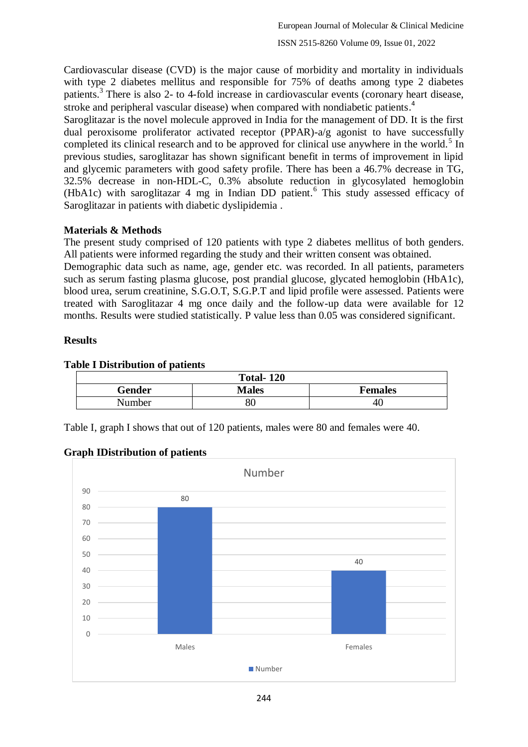Cardiovascular disease (CVD) is the major cause of morbidity and mortality in individuals with type 2 diabetes mellitus and responsible for 75% of deaths among type 2 diabetes patients.[3] There is also 2- to 4-fold increase in cardiovascular events (coronary heart disease, stroke and peripheral vascular disease) when compared with nondiabetic patients.[4]

Saroglitazar is the novel molecule approved in India for the management of DD. It is the first dual peroxisome proliferator activated receptor (PPAR)-a/g agonist to have successfully completed its clinical research and to be approved for clinical use anywhere in the world.[5] In previous studies, saroglitazar has shown significant benefit in terms of improvement in lipid and glycemic parameters with good safety profile. There has been a 46.7% decrease in TG, 32.5% decrease in non-HDL-C, 0.3% absolute reduction in glycosylated hemoglobin (HbA1c) with saroglitazar 4 mg in Indian DD patient.[6] This study assessed efficacy of Saroglitazar in patients with diabetic dyslipidemia .

## Materials & Methods

The present study comprised of 120 patients with type 2 diabetes mellitus of both genders. All patients were informed regarding the study and their written consent was obtained.

Demographic data such as name, age, gender etc. was recorded. In all patients, parameters such as serum fasting plasma glucose, post prandial glucose, glycated hemoglobin (HbA1c), blood urea, serum creatinine, S.G.O.T, S.G.P.T and lipid profile were assessed. Patients were treated with Saroglitazar 4 mg once daily and the follow-up data were available for 12 months. Results were studied statistically. P value less than 0.05 was considered significant.

## Results

**Table I Distribution of patients**

| Total- 120 | | |
|---|---|---|
| **Gender** | **Males** | **Females** |
| Number | 80 | 40 |

Table I, graph I shows that out of 120 patients, males were 80 and females were 40.

**Graph IDistribution of patients**

Number

| | Males | Females |
|---|---|---|
| Number | 80 | 40 |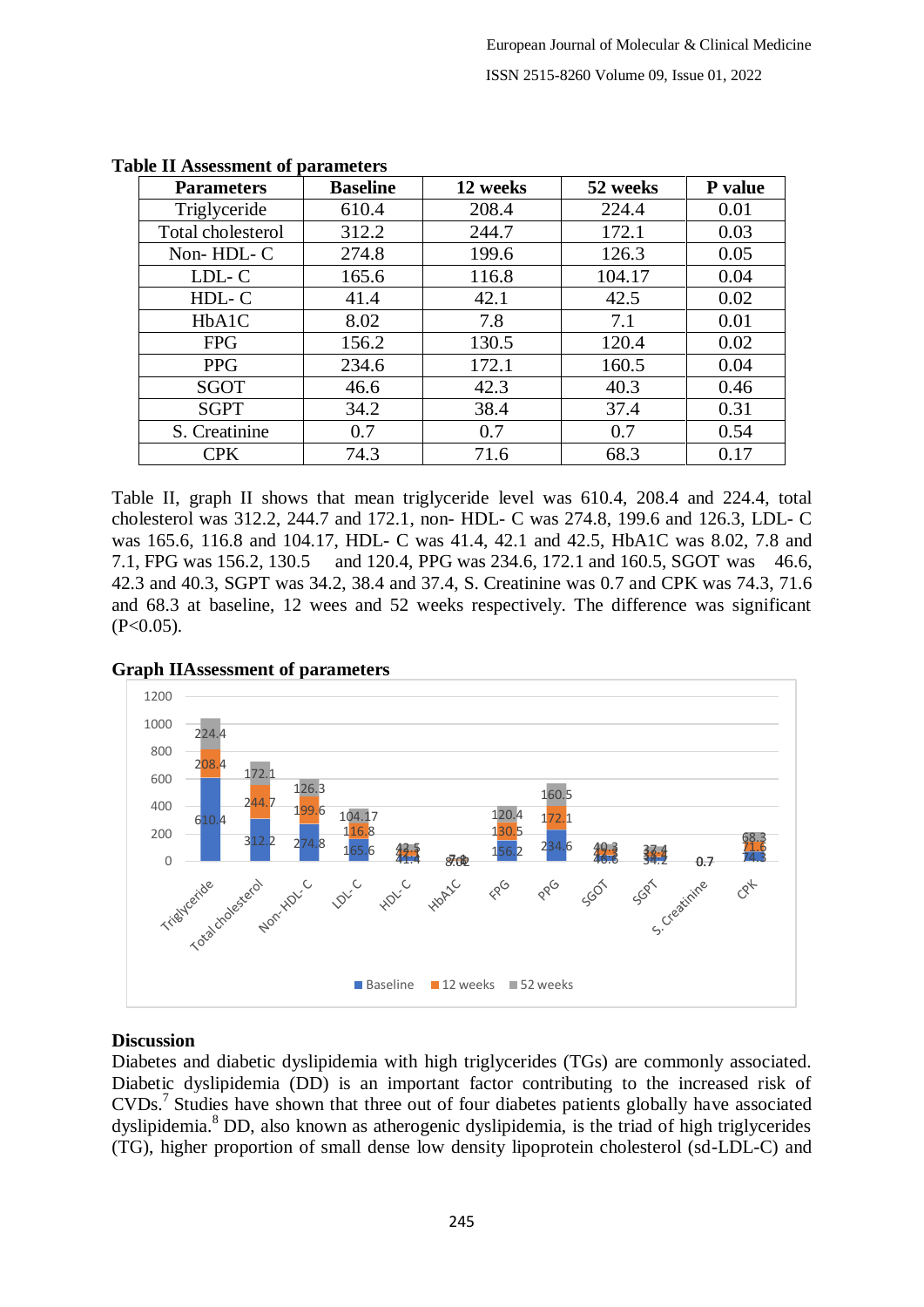**Table II Assessment of parameters**

| Parameters | Baseline | 12 weeks | 52 weeks | P value |
|---|---|---|---|---|
| Triglyceride | 610.4 | 208.4 | 224.4 | 0.01 |
| Total cholesterol | 312.2 | 244.7 | 172.1 | 0.03 |
| Non- HDL- C | 274.8 | 199.6 | 126.3 | 0.05 |
| LDL- C | 165.6 | 116.8 | 104.17 | 0.04 |
| HDL- C | 41.4 | 42.1 | 42.5 | 0.02 |
| HbA1C | 8.02 | 7.8 | 7.1 | 0.01 |
| FPG | 156.2 | 130.5 | 120.4 | 0.02 |
| PPG | 234.6 | 172.1 | 160.5 | 0.04 |
| SGOT | 46.6 | 42.3 | 40.3 | 0.46 |
| SGPT | 34.2 | 38.4 | 37.4 | 0.31 |
| S. Creatinine | 0.7 | 0.7 | 0.7 | 0.54 |
| CPK | 74.3 | 71.6 | 68.3 | 0.17 |

Table II, graph II shows that mean triglyceride level was 610.4, 208.4 and 224.4, total cholesterol was 312.2, 244.7 and 172.1, non- HDL- C was 274.8, 199.6 and 126.3, LDL- C was 165.6, 116.8 and 104.17, HDL- C was 41.4, 42.1 and 42.5, HbA1C was 8.02, 7.8 and 7.1, FPG was 156.2, 130.5 and 120.4, PPG was 234.6, 172.1 and 160.5, SGOT was 46.6, 42.3 and 40.3, SGPT was 34.2, 38.4 and 37.4, S. Creatinine was 0.7 and CPK was 74.3, 71.6 and 68.3 at baseline, 12 wees and 52 weeks respectively. The difference was significant ($P<0.05$).

**Graph IIAssessment of parameters**

## Discussion

Diabetes and diabetic dyslipidemia with high triglycerides (TGs) are commonly associated. Diabetic dyslipidemia (DD) is an important factor contributing to the increased risk of CVDs.[7] Studies have shown that three out of four diabetes patients globally have associated dyslipidemia.[8] DD, also known as atherogenic dyslipidemia, is the triad of high triglycerides (TG), higher proportion of small dense low density lipoprotein cholesterol (sd-LDL-C) and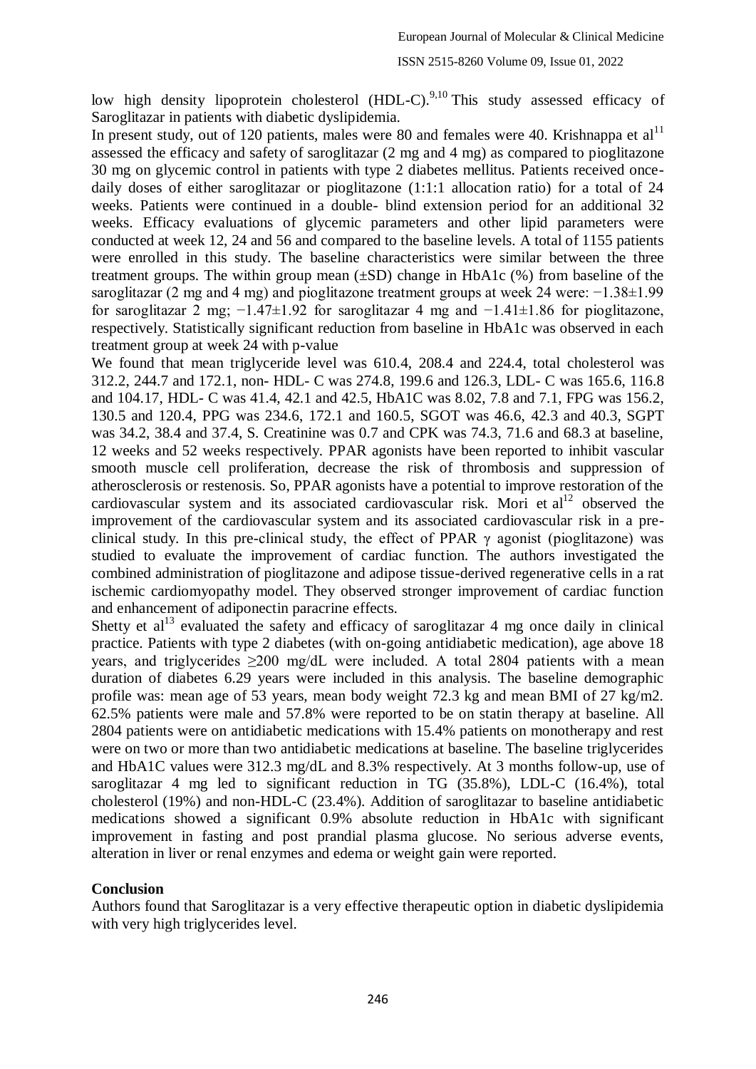low high density lipoprotein cholesterol (HDL-C).[9,10] This study assessed efficacy of Saroglitazar in patients with diabetic dyslipidemia.

In present study, out of 120 patients, males were 80 and females were 40. Krishnappa et al[11] assessed the efficacy and safety of saroglitazar (2 mg and 4 mg) as compared to pioglitazone 30 mg on glycemic control in patients with type 2 diabetes mellitus. Patients received once-daily doses of either saroglitazar or pioglitazone (1:1:1 allocation ratio) for a total of 24 weeks. Patients were continued in a double- blind extension period for an additional 32 weeks. Efficacy evaluations of glycemic parameters and other lipid parameters were conducted at week 12, 24 and 56 and compared to the baseline levels. A total of 1155 patients were enrolled in this study. The baseline characteristics were similar between the three treatment groups. The within group mean (±SD) change in HbA1c (%) from baseline of the saroglitazar (2 mg and 4 mg) and pioglitazone treatment groups at week 24 were: −1.38±1.99 for saroglitazar 2 mg; −1.47±1.92 for saroglitazar 4 mg and −1.41±1.86 for pioglitazone, respectively. Statistically significant reduction from baseline in HbA1c was observed in each treatment group at week 24 with p-value

We found that mean triglyceride level was 610.4, 208.4 and 224.4, total cholesterol was 312.2, 244.7 and 172.1, non- HDL- C was 274.8, 199.6 and 126.3, LDL- C was 165.6, 116.8 and 104.17, HDL- C was 41.4, 42.1 and 42.5, HbA1C was 8.02, 7.8 and 7.1, FPG was 156.2, 130.5 and 120.4, PPG was 234.6, 172.1 and 160.5, SGOT was 46.6, 42.3 and 40.3, SGPT was 34.2, 38.4 and 37.4, S. Creatinine was 0.7 and CPK was 74.3, 71.6 and 68.3 at baseline, 12 weeks and 52 weeks respectively. PPAR agonists have been reported to inhibit vascular smooth muscle cell proliferation, decrease the risk of thrombosis and suppression of atherosclerosis or restenosis. So, PPAR agonists have a potential to improve restoration of the cardiovascular system and its associated cardiovascular risk. Mori et al[12] observed the improvement of the cardiovascular system and its associated cardiovascular risk in a pre-clinical study. In this pre-clinical study, the effect of PPAR $\gamma$ agonist (pioglitazone) was studied to evaluate the improvement of cardiac function. The authors investigated the combined administration of pioglitazone and adipose tissue-derived regenerative cells in a rat ischemic cardiomyopathy model. They observed stronger improvement of cardiac function and enhancement of adiponectin paracrine effects.

Shetty et al[13] evaluated the safety and efficacy of saroglitazar 4 mg once daily in clinical practice. Patients with type 2 diabetes (with on-going antidiabetic medication), age above 18 years, and triglycerides ≥200 mg/dL were included. A total 2804 patients with a mean duration of diabetes 6.29 years were included in this analysis. The baseline demographic profile was: mean age of 53 years, mean body weight 72.3 kg and mean BMI of 27 kg/m2. 62.5% patients were male and 57.8% were reported to be on statin therapy at baseline. All 2804 patients were on antidiabetic medications with 15.4% patients on monotherapy and rest were on two or more than two antidiabetic medications at baseline. The baseline triglycerides and HbA1C values were 312.3 mg/dL and 8.3% respectively. At 3 months follow-up, use of saroglitazar 4 mg led to significant reduction in TG (35.8%), LDL-C (16.4%), total cholesterol (19%) and non-HDL-C (23.4%). Addition of saroglitazar to baseline antidiabetic medications showed a significant 0.9% absolute reduction in HbA1c with significant improvement in fasting and post prandial plasma glucose. No serious adverse events, alteration in liver or renal enzymes and edema or weight gain were reported.

**Conclusion**

Authors found that Saroglitazar is a very effective therapeutic option in diabetic dyslipidemia with very high triglycerides level.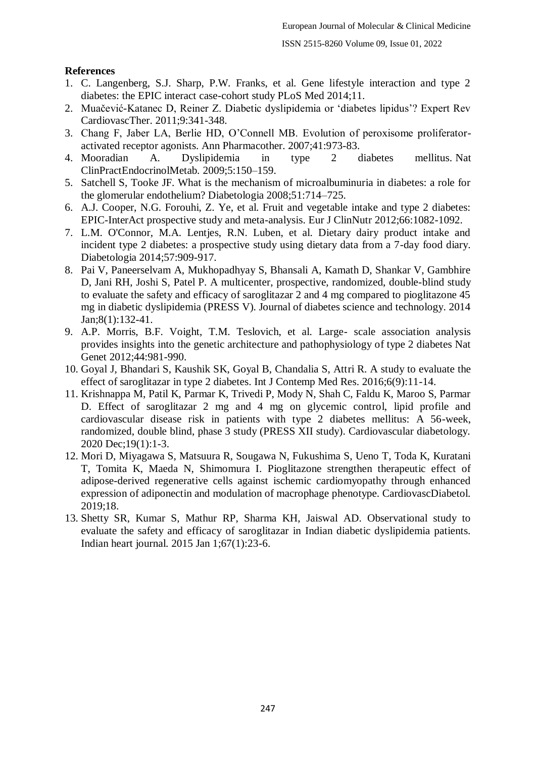## References

1. C. Langenberg, S.J. Sharp, P.W. Franks, et al. Gene lifestyle interaction and type 2 diabetes: the EPIC interact case-cohort study PLoS Med 2014;11.
2. Muačević-Katanec D, Reiner Z. Diabetic dyslipidemia or 'diabetes lipidus'? Expert Rev CardiovascTher. 2011;9:341-348.
3. Chang F, Jaber LA, Berlie HD, O'Connell MB. Evolution of peroxisome proliferator-activated receptor agonists. Ann Pharmacother. 2007;41:973-83.
4. Mooradian A. Dyslipidemia in type 2 diabetes mellitus. Nat ClinPractEndocrinolMetab. 2009;5:150–159.
5. Satchell S, Tooke JF. What is the mechanism of microalbuminuria in diabetes: a role for the glomerular endothelium? Diabetologia 2008;51:714–725.
6. A.J. Cooper, N.G. Forouhi, Z. Ye, et al. Fruit and vegetable intake and type 2 diabetes: EPIC-InterAct prospective study and meta-analysis. Eur J ClinNutr 2012;66:1082-1092.
7. L.M. O'Connor, M.A. Lentjes, R.N. Luben, et al. Dietary dairy product intake and incident type 2 diabetes: a prospective study using dietary data from a 7-day food diary. Diabetologia 2014;57:909-917.
8. Pai V, Paneerselvam A, Mukhopadhyay S, Bhansali A, Kamath D, Shankar V, Gambhire D, Jani RH, Joshi S, Patel P. A multicenter, prospective, randomized, double-blind study to evaluate the safety and efficacy of saroglitazar 2 and 4 mg compared to pioglitazone 45 mg in diabetic dyslipidemia (PRESS V). Journal of diabetes science and technology. 2014 Jan;8(1):132-41.
9. A.P. Morris, B.F. Voight, T.M. Teslovich, et al. Large- scale association analysis provides insights into the genetic architecture and pathophysiology of type 2 diabetes Nat Genet 2012;44:981-990.
10. Goyal J, Bhandari S, Kaushik SK, Goyal B, Chandalia S, Attri R. A study to evaluate the effect of saroglitazar in type 2 diabetes. Int J Contemp Med Res. 2016;6(9):11-14.
11. Krishnappa M, Patil K, Parmar K, Trivedi P, Mody N, Shah C, Faldu K, Maroo S, Parmar D. Effect of saroglitazar 2 mg and 4 mg on glycemic control, lipid profile and cardiovascular disease risk in patients with type 2 diabetes mellitus: A 56-week, randomized, double blind, phase 3 study (PRESS XII study). Cardiovascular diabetology. 2020 Dec;19(1):1-3.
12. Mori D, Miyagawa S, Matsuura R, Sougawa N, Fukushima S, Ueno T, Toda K, Kuratani T, Tomita K, Maeda N, Shimomura I. Pioglitazone strengthen therapeutic effect of adipose-derived regenerative cells against ischemic cardiomyopathy through enhanced expression of adiponectin and modulation of macrophage phenotype. CardiovascDiabetol. 2019;18.
13. Shetty SR, Kumar S, Mathur RP, Sharma KH, Jaiswal AD. Observational study to evaluate the safety and efficacy of saroglitazar in Indian diabetic dyslipidemia patients. Indian heart journal. 2015 Jan 1;67(1):23-6.